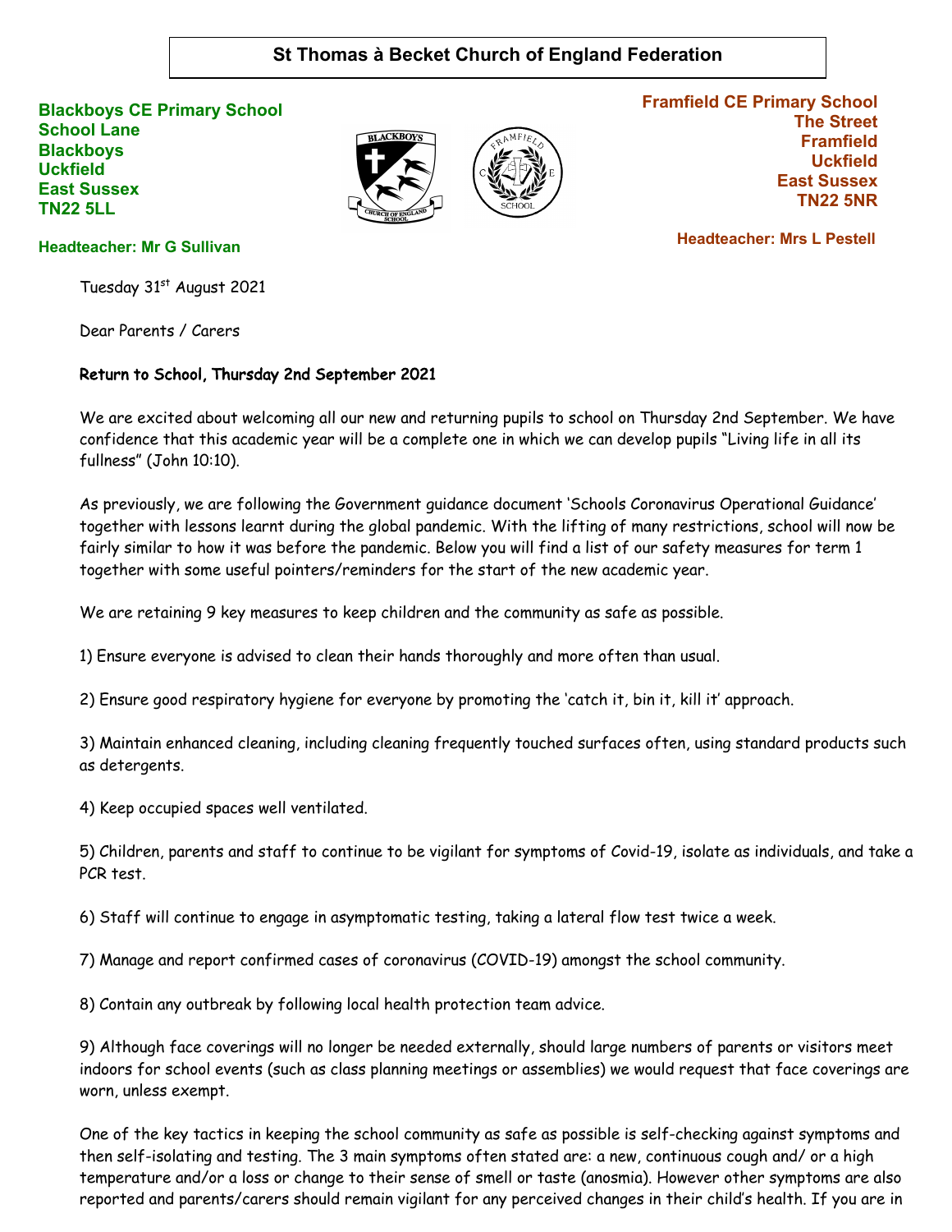# St Thomas à Becket Church of England Federation

**Blackboys CE Primary School**
**School Lane**
**Blackboys**
**Uckfield**
**East Sussex**
**TN22 5LL**

**Headteacher: Mr G Sullivan**

**Framfield CE Primary School**
**The Street**
**Framfield**
**Uckfield**
**East Sussex**
**TN22 5NR**

**Headteacher: Mrs L Pestell**

Tuesday 31st August 2021

Dear Parents / Carers

**Return to School, Thursday 2nd September 2021**

We are excited about welcoming all our new and returning pupils to school on Thursday 2nd September. We have confidence that this academic year will be a complete one in which we can develop pupils "Living life in all its fullness" (John 10:10).

As previously, we are following the Government guidance document 'Schools Coronavirus Operational Guidance' together with lessons learnt during the global pandemic. With the lifting of many restrictions, school will now be fairly similar to how it was before the pandemic. Below you will find a list of our safety measures for term 1 together with some useful pointers/reminders for the start of the new academic year.

We are retaining 9 key measures to keep children and the community as safe as possible.

1) Ensure everyone is advised to clean their hands thoroughly and more often than usual.

2) Ensure good respiratory hygiene for everyone by promoting the 'catch it, bin it, kill it' approach.

3) Maintain enhanced cleaning, including cleaning frequently touched surfaces often, using standard products such as detergents.

4) Keep occupied spaces well ventilated.

5) Children, parents and staff to continue to be vigilant for symptoms of Covid-19, isolate as individuals, and take a PCR test.

6) Staff will continue to engage in asymptomatic testing, taking a lateral flow test twice a week.

7) Manage and report confirmed cases of coronavirus (COVID-19) amongst the school community.

8) Contain any outbreak by following local health protection team advice.

9) Although face coverings will no longer be needed externally, should large numbers of parents or visitors meet indoors for school events (such as class planning meetings or assemblies) we would request that face coverings are worn, unless exempt.

One of the key tactics in keeping the school community as safe as possible is self-checking against symptoms and then self-isolating and testing. The 3 main symptoms often stated are: a new, continuous cough and/ or a high temperature and/or a loss or change to their sense of smell or taste (anosmia). However other symptoms are also reported and parents/carers should remain vigilant for any perceived changes in their child's health. If you are in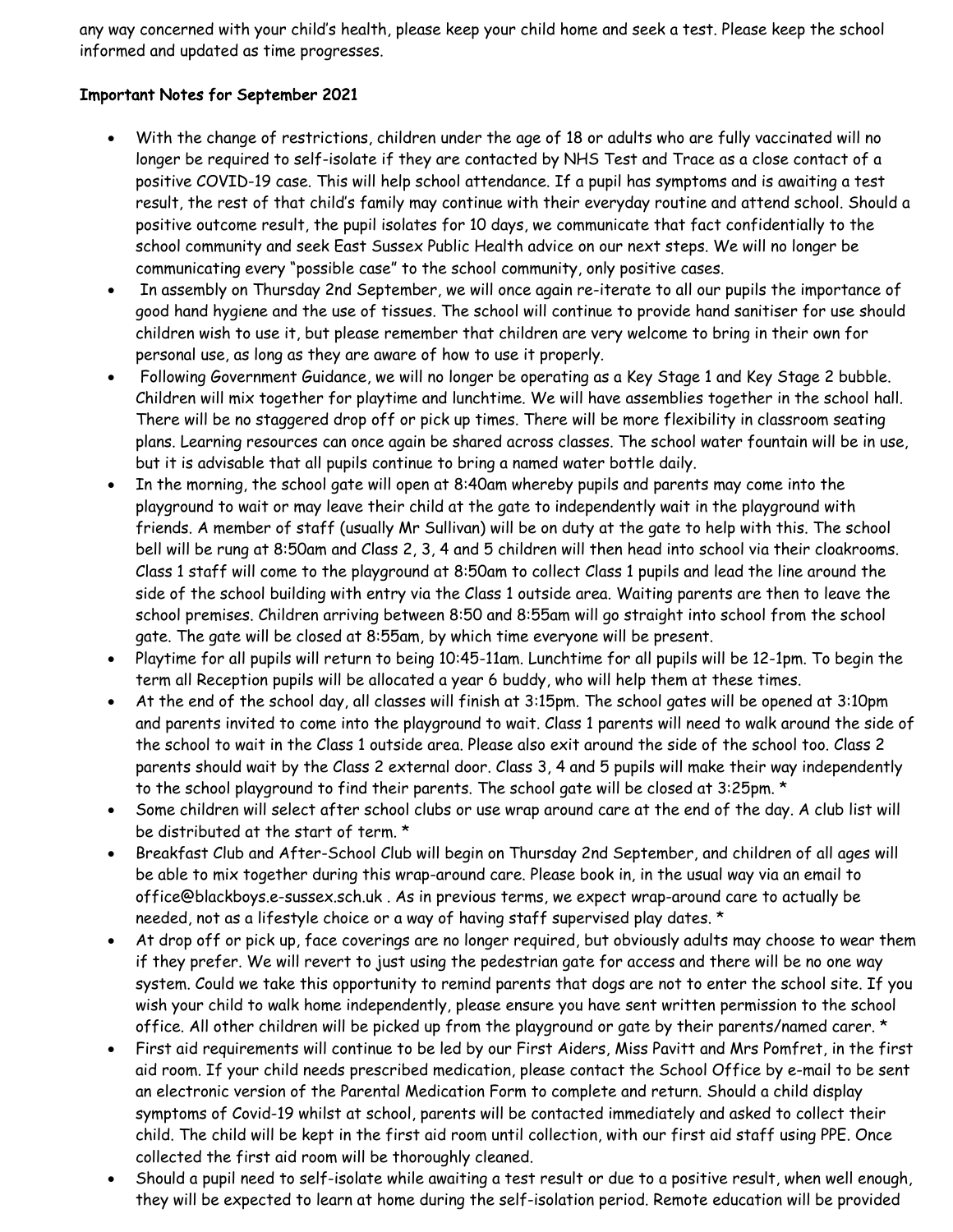any way concerned with your child's health, please keep your child home and seek a test. Please keep the school informed and updated as time progresses.

**Important Notes for September 2021**

- With the change of restrictions, children under the age of 18 or adults who are fully vaccinated will no longer be required to self-isolate if they are contacted by NHS Test and Trace as a close contact of a positive COVID-19 case. This will help school attendance. If a pupil has symptoms and is awaiting a test result, the rest of that child's family may continue with their everyday routine and attend school. Should a positive outcome result, the pupil isolates for 10 days, we communicate that fact confidentially to the school community and seek East Sussex Public Health advice on our next steps. We will no longer be communicating every "possible case" to the school community, only positive cases.
- In assembly on Thursday 2nd September, we will once again re-iterate to all our pupils the importance of good hand hygiene and the use of tissues. The school will continue to provide hand sanitiser for use should children wish to use it, but please remember that children are very welcome to bring in their own for personal use, as long as they are aware of how to use it properly.
- Following Government Guidance, we will no longer be operating as a Key Stage 1 and Key Stage 2 bubble. Children will mix together for playtime and lunchtime. We will have assemblies together in the school hall. There will be no staggered drop off or pick up times. There will be more flexibility in classroom seating plans. Learning resources can once again be shared across classes. The school water fountain will be in use, but it is advisable that all pupils continue to bring a named water bottle daily.
- In the morning, the school gate will open at 8:40am whereby pupils and parents may come into the playground to wait or may leave their child at the gate to independently wait in the playground with friends. A member of staff (usually Mr Sullivan) will be on duty at the gate to help with this. The school bell will be rung at 8:50am and Class 2, 3, 4 and 5 children will then head into school via their cloakrooms. Class 1 staff will come to the playground at 8:50am to collect Class 1 pupils and lead the line around the side of the school building with entry via the Class 1 outside area. Waiting parents are then to leave the school premises. Children arriving between 8:50 and 8:55am will go straight into school from the school gate. The gate will be closed at 8:55am, by which time everyone will be present.
- Playtime for all pupils will return to being 10:45-11am. Lunchtime for all pupils will be 12-1pm. To begin the term all Reception pupils will be allocated a year 6 buddy, who will help them at these times.
- At the end of the school day, all classes will finish at 3:15pm. The school gates will be opened at 3:10pm and parents invited to come into the playground to wait. Class 1 parents will need to walk around the side of the school to wait in the Class 1 outside area. Please also exit around the side of the school too. Class 2 parents should wait by the Class 2 external door. Class 3, 4 and 5 pupils will make their way independently to the school playground to find their parents. The school gate will be closed at 3:25pm. *
- Some children will select after school clubs or use wrap around care at the end of the day. A club list will be distributed at the start of term. *
- Breakfast Club and After-School Club will begin on Thursday 2nd September, and children of all ages will be able to mix together during this wrap-around care. Please book in, in the usual way via an email to office@blackboys.e-sussex.sch.uk . As in previous terms, we expect wrap-around care to actually be needed, not as a lifestyle choice or a way of having staff supervised play dates. *
- At drop off or pick up, face coverings are no longer required, but obviously adults may choose to wear them if they prefer. We will revert to just using the pedestrian gate for access and there will be no one way system. Could we take this opportunity to remind parents that dogs are not to enter the school site. If you wish your child to walk home independently, please ensure you have sent written permission to the school office. All other children will be picked up from the playground or gate by their parents/named carer. *
- First aid requirements will continue to be led by our First Aiders, Miss Pavitt and Mrs Pomfret, in the first aid room. If your child needs prescribed medication, please contact the School Office by e-mail to be sent an electronic version of the Parental Medication Form to complete and return. Should a child display symptoms of Covid-19 whilst at school, parents will be contacted immediately and asked to collect their child. The child will be kept in the first aid room until collection, with our first aid staff using PPE. Once collected the first aid room will be thoroughly cleaned.
- Should a pupil need to self-isolate while awaiting a test result or due to a positive result, when well enough, they will be expected to learn at home during the self-isolation period. Remote education will be provided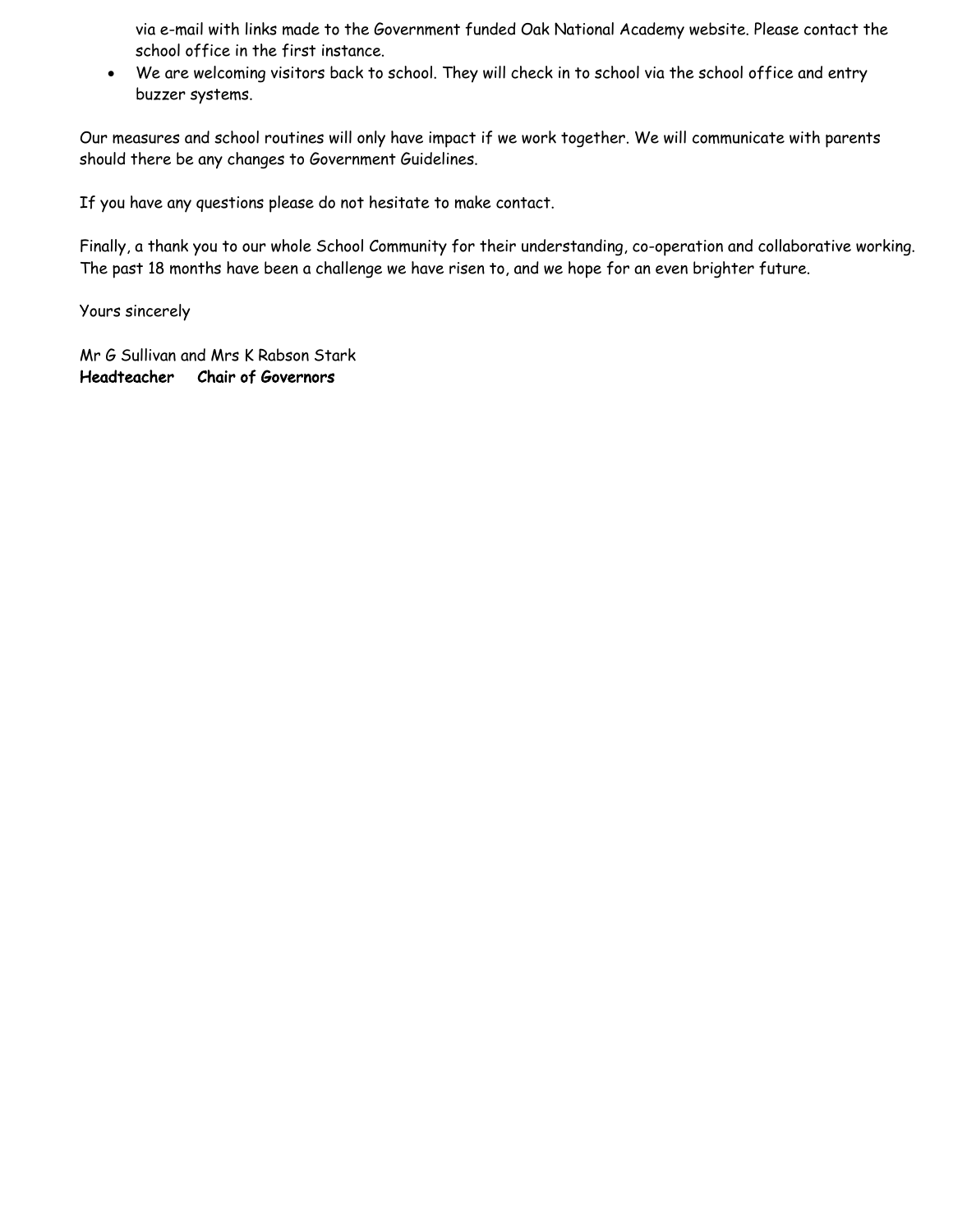via e-mail with links made to the Government funded Oak National Academy website. Please contact the school office in the first instance.

- We are welcoming visitors back to school. They will check in to school via the school office and entry buzzer systems.

Our measures and school routines will only have impact if we work together. We will communicate with parents should there be any changes to Government Guidelines.

If you have any questions please do not hesitate to make contact.

Finally, a thank you to our whole School Community for their understanding, co-operation and collaborative working. The past 18 months have been a challenge we have risen to, and we hope for an even brighter future.

Yours sincerely

Mr G Sullivan and Mrs K Rabson Stark
**Headteacher Chair of Governors**